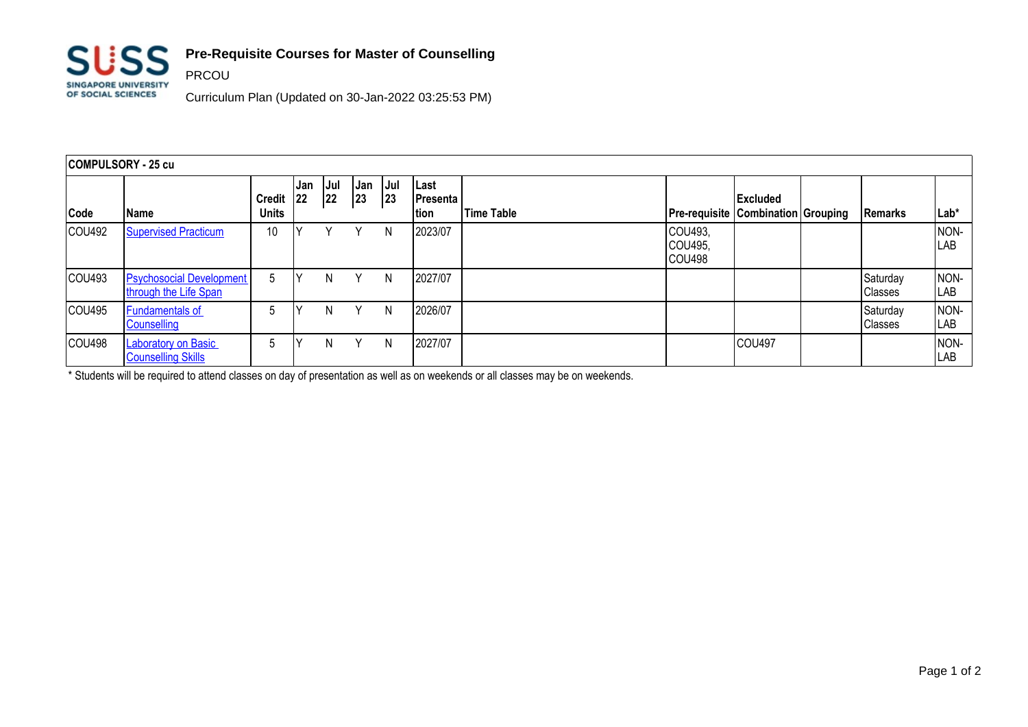# Pre-Requisite Courses for Master of Counselling

PRCOU

Curriculum Plan (Updated on 30-Jan-2022 03:25:53 PM)

**COMPULSORY - 25 cu**

| Code | Name | Credit Units | Jan 22 | Jul 22 | Jan 23 | Jul 23 | Last Presentation | Time Table | Pre-requisite | Excluded Combination | Grouping | Remarks | Lab* |
|---|---|---|---|---|---|---|---|---|---|---|---|---|---|
| COU492 | Supervised Practicum | 10 | Y | Y | Y | N | 2023/07 | | COU493, COU495, COU498 | | | | NON-LAB |
| COU493 | Psychosocial Development through the Life Span | 5 | Y | N | Y | N | 2027/07 | | | | | Saturday Classes | NON-LAB |
| COU495 | Fundamentals of Counselling | 5 | Y | N | Y | N | 2026/07 | | | | | Saturday Classes | NON-LAB |
| COU498 | Laboratory on Basic Counselling Skills | 5 | Y | N | Y | N | 2027/07 | | | COU497 | | | NON-LAB |

* Students will be required to attend classes on day of presentation as well as on weekends or all classes may be on weekends.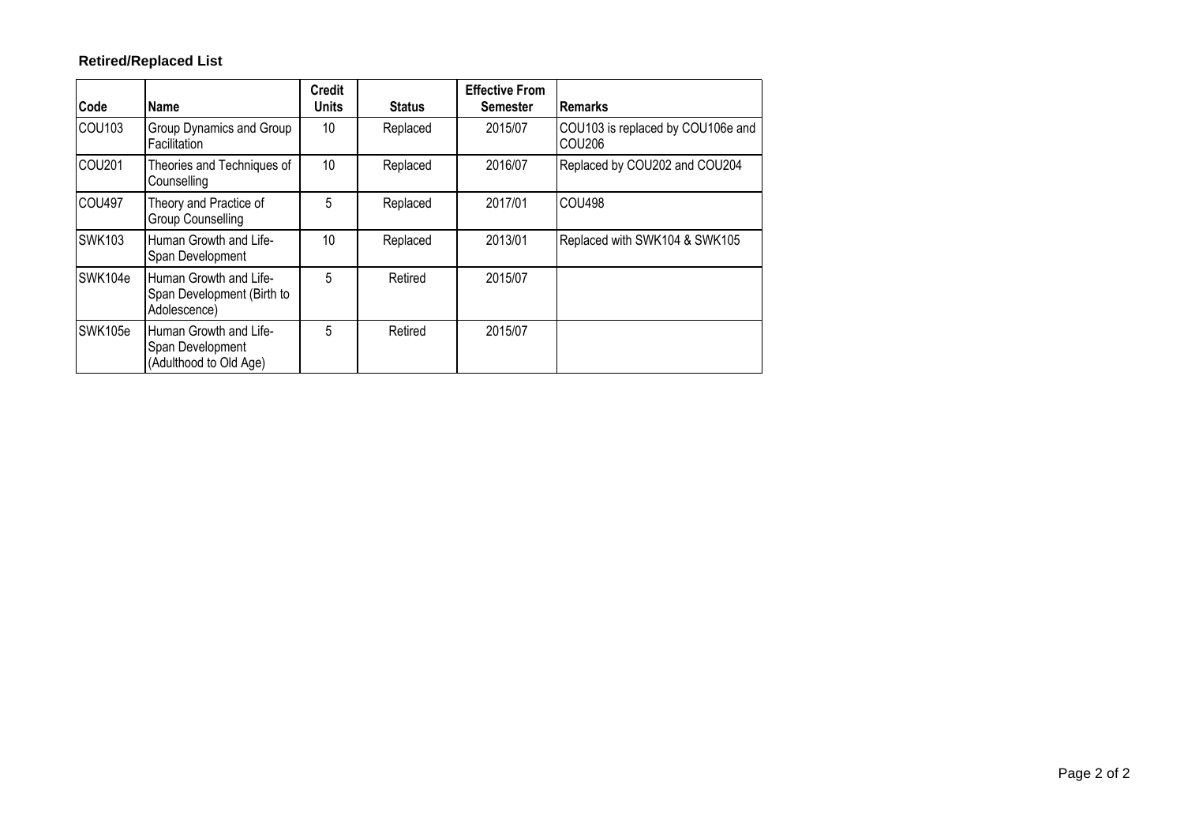**Retired/Replaced List**

| Code | Name | Credit Units | Status | Effective From Semester | Remarks |
|---|---|---|---|---|---|
| COU103 | Group Dynamics and Group Facilitation | 10 | Replaced | 2015/07 | COU103 is replaced by COU106e and COU206 |
| COU201 | Theories and Techniques of Counselling | 10 | Replaced | 2016/07 | Replaced by COU202 and COU204 |
| COU497 | Theory and Practice of Group Counselling | 5 | Replaced | 2017/01 | COU498 |
| SWK103 | Human Growth and Life-Span Development | 10 | Replaced | 2013/01 | Replaced with SWK104 & SWK105 |
| SWK104e | Human Growth and Life-Span Development (Birth to Adolescence) | 5 | Retired | 2015/07 | |
| SWK105e | Human Growth and Life-Span Development (Adulthood to Old Age) | 5 | Retired | 2015/07 | |